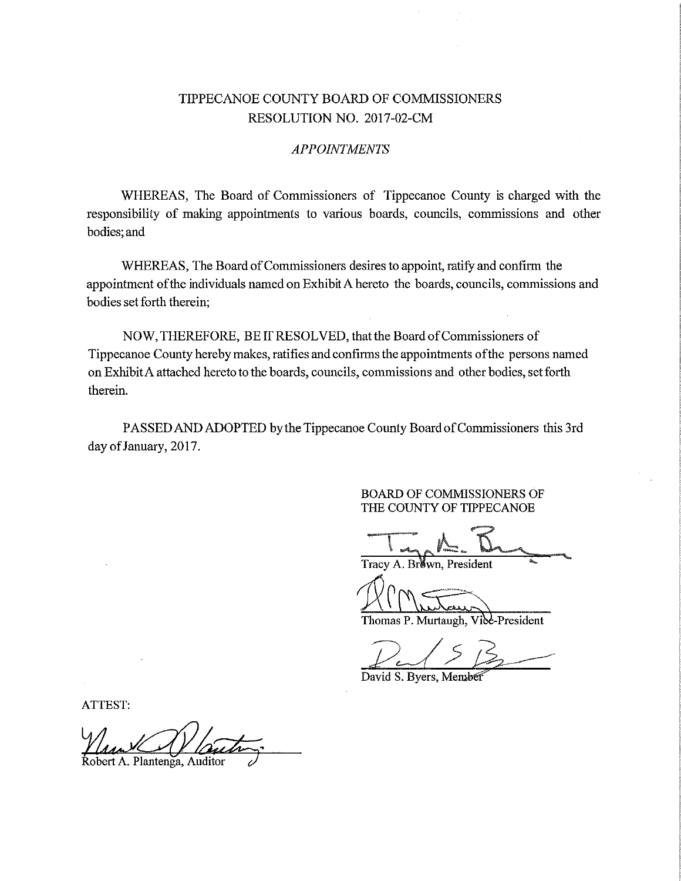# TIPPECANOE COUNTY BOARD OF COMMISSIONERS
## RESOLUTION NO. 2017-02-CM

*APPOINTMENTS*

WHEREAS, The Board of Commissioners of Tippecanoe County is charged with the responsibility of making appointments to various boards, councils, commissions and other bodies; and

WHEREAS, The Board of Commissioners desires to appoint, ratify and confirm the appointment of the individuals named on Exhibit A hereto the boards, councils, commissions and bodies set forth therein;

NOW, THEREFORE, BE IT RESOLVED, that the Board of Commissioners of Tippecanoe County hereby makes, ratifies and confirms the appointments of the persons named on Exhibit A attached hereto to the boards, councils, commissions and other bodies, set forth therein.

PASSED AND ADOPTED by the Tippecanoe County Board of Commissioners this 3rd day of January, 2017.

BOARD OF COMMISSIONERS OF
THE COUNTY OF TIPPECANOE

Tracy A. Brown, President

Thomas P. Murtaugh, Vice-President

David S. Byers, Member

ATTEST:

Robert A. Plantenga, Auditor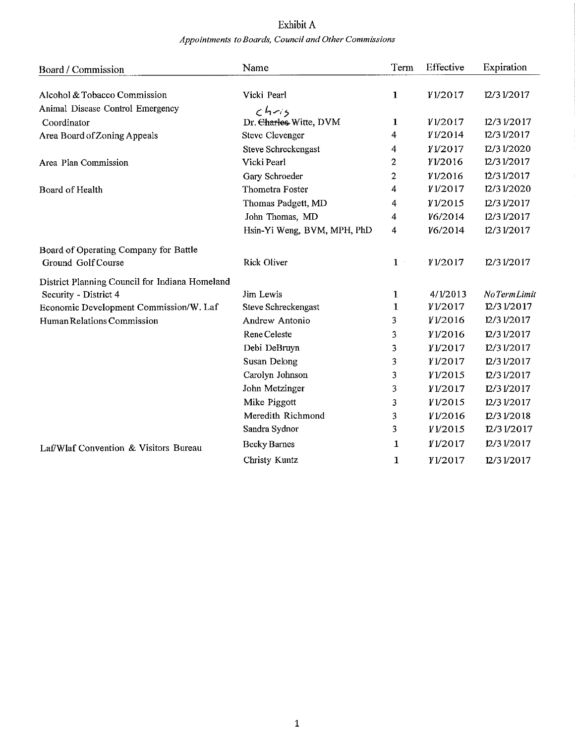# Exhibit A

*Appointments to Boards, Council and Other Commissions*

| Board / Commission | Name | Term | Effective | Expiration |
|---|---|---|---|---|
| Alcohol & Tobacco Commission | Vicki Pearl | 1 | 1/1/2017 | 12/31/2017 |
| Animal Disease Control Emergency Coordinator | Dr. ~~Charles~~ Chris Witte, DVM | 1 | 1/1/2017 | 12/31/2017 |
| Area Board of Zoning Appeals | Steve Clevenger | 4 | 1/1/2014 | 12/31/2017 |
| | Steve Schreckengast | 4 | 1/1/2017 | 12/31/2020 |
| Area Plan Commission | Vicki Pearl | 2 | 1/1/2016 | 12/31/2017 |
| | Gary Schroeder | 2 | 1/1/2016 | 12/31/2017 |
| Board of Health | Thometra Foster | 4 | 1/1/2017 | 12/31/2020 |
| | Thomas Padgett, MD | 4 | 1/1/2015 | 12/31/2017 |
| | John Thomas, MD | 4 | 1/6/2014 | 12/31/2017 |
| | Hsin-Yi Weng, BVM, MPH, PhD | 4 | 1/6/2014 | 12/31/2017 |
| Board of Operating Company for Battle Ground Golf Course | Rick Oliver | 1 | 1/1/2017 | 12/31/2017 |
| District Planning Council for Indiana Homeland Security - District 4 | Jim Lewis | 1 | 4/1/2013 | *No Term Limit* |
| Economic Development Commission/W. Laf | Steve Schreckengast | 1 | 1/1/2017 | 12/31/2017 |
| Human Relations Commission | Andrew Antonio | 3 | 1/1/2016 | 12/31/2017 |
| | Rene Celeste | 3 | 1/1/2016 | 12/31/2017 |
| | Debi DeBruyn | 3 | 1/1/2017 | 12/31/2017 |
| | Susan Delong | 3 | 1/1/2017 | 12/31/2017 |
| | Carolyn Johnson | 3 | 1/1/2015 | 12/31/2017 |
| | John Metzinger | 3 | 1/1/2017 | 12/31/2017 |
| | Mike Piggott | 3 | 1/1/2015 | 12/31/2017 |
| | Meredith Richmond | 3 | 1/1/2016 | 12/31/2018 |
| | Sandra Sydnor | 3 | 1/1/2015 | 12/31/2017 |
| Laf/Wlaf Convention & Visitors Bureau | Becky Barnes | 1 | 1/1/2017 | 12/31/2017 |
| | Christy Kuntz | 1 | 1/1/2017 | 12/31/2017 |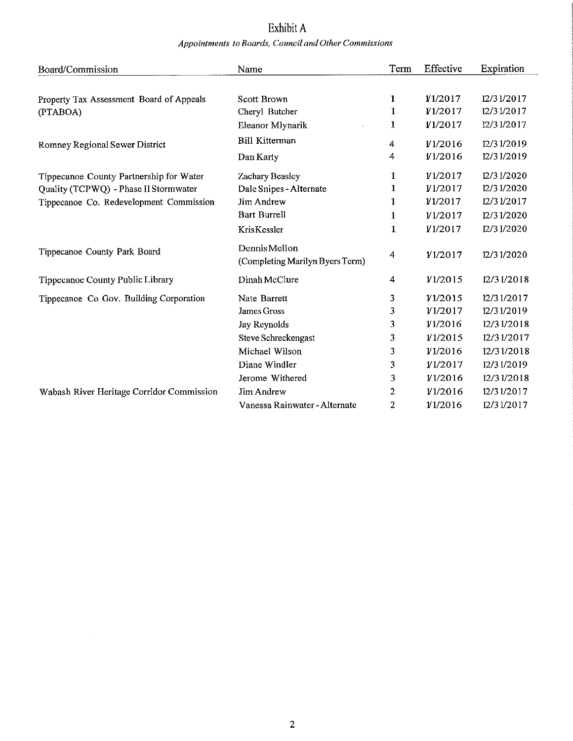# Exhibit A

*Appointments to Boards, Council and Other Commissions*

| Board/Commission | Name | Term | Effective | Expiration |
|---|---|---|---|---|
| Property Tax Assessment Board of Appeals (PTABOA) | Scott Brown | 1 | 1/1/2017 | 12/31/2017 |
| | Cheryl Butcher | 1 | 1/1/2017 | 12/31/2017 |
| | Eleanor Mlynarik | 1 | 1/1/2017 | 12/31/2017 |
| Romney Regional Sewer District | Bill Kitterman | 4 | 1/1/2016 | 12/31/2019 |
| | Dan Karty | 4 | 1/1/2016 | 12/31/2019 |
| Tippecanoe County Partnership for Water Quality (TCPWQ) - Phase II Stormwater | Zachary Beasley | 1 | 1/1/2017 | 12/31/2020 |
| | Dale Snipes - Alternate | 1 | 1/1/2017 | 12/31/2020 |
| Tippecanoe Co. Redevelopment Commission | Jim Andrew | 1 | 1/1/2017 | 12/31/2017 |
| | Bart Burrell | 1 | 1/1/2017 | 12/31/2020 |
| | Kris Kessler | 1 | 1/1/2017 | 12/31/2020 |
| Tippecanoe County Park Board | Dennis Mellon (Completing Marilyn Byers Term) | 4 | 1/1/2017 | 12/31/2020 |
| Tippecanoe County Public Library | Dinah McClure | 4 | 1/1/2015 | 12/31/2018 |
| Tippecanoe Co Gov. Building Corporation | Nate Barrett | 3 | 1/1/2015 | 12/31/2017 |
| | James Gross | 3 | 1/1/2017 | 12/31/2019 |
| | Jay Reynolds | 3 | 1/1/2016 | 12/31/2018 |
| | Steve Schreckengast | 3 | 1/1/2015 | 12/31/2017 |
| | Michael Wilson | 3 | 1/1/2016 | 12/31/2018 |
| | Diane Windler | 3 | 1/1/2017 | 12/31/2019 |
| | Jerome Withered | 3 | 1/1/2016 | 12/31/2018 |
| Wabash River Heritage Corridor Commission | Jim Andrew | 2 | 1/1/2016 | 12/31/2017 |
| | Vanessa Rainwater - Alternate | 2 | 1/1/2016 | 12/31/2017 |